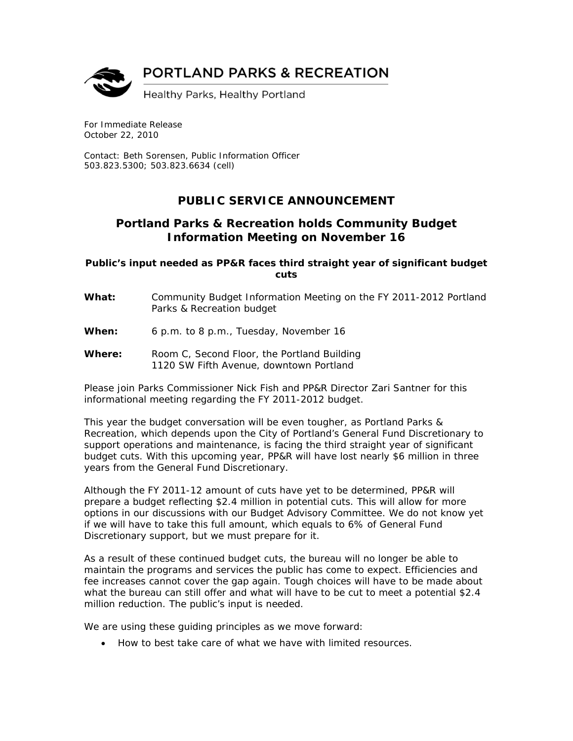PORTLAND PARKS & RECREATION

Healthy Parks, Healthy Portland

For Immediate Release
October 22, 2010

Contact: Beth Sorensen, Public Information Officer
503.823.5300; 503.823.6634 (cell)

# PUBLIC SERVICE ANNOUNCEMENT

## Portland Parks & Recreation holds Community Budget Information Meeting on November 16

### Public's input needed as PP&R faces third straight year of significant budget cuts

**What:** Community Budget Information Meeting on the FY 2011-2012 Portland Parks & Recreation budget

**When:** 6 p.m. to 8 p.m., Tuesday, November 16

**Where:** Room C, Second Floor, the Portland Building
1120 SW Fifth Avenue, downtown Portland

Please join Parks Commissioner Nick Fish and PP&R Director Zari Santner for this informational meeting regarding the FY 2011-2012 budget.

This year the budget conversation will be even tougher, as Portland Parks & Recreation, which depends upon the City of Portland's General Fund Discretionary to support operations and maintenance, is facing the third straight year of significant budget cuts. With this upcoming year, PP&R will have lost nearly $6 million in three years from the General Fund Discretionary.

Although the FY 2011-12 amount of cuts have yet to be determined, PP&R will prepare a budget reflecting $2.4 million in potential cuts. This will allow for more options in our discussions with our Budget Advisory Committee. We do not know yet if we will have to take this full amount, which equals to 6% of General Fund Discretionary support, but we must prepare for it.

As a result of these continued budget cuts, the bureau will no longer be able to maintain the programs and services the public has come to expect. Efficiencies and fee increases cannot cover the gap again. Tough choices will have to be made about what the bureau can still offer and what will have to be cut to meet a potential $2.4 million reduction. The public's input is needed.

We are using these guiding principles as we move forward:

- How to best take care of what we have with limited resources.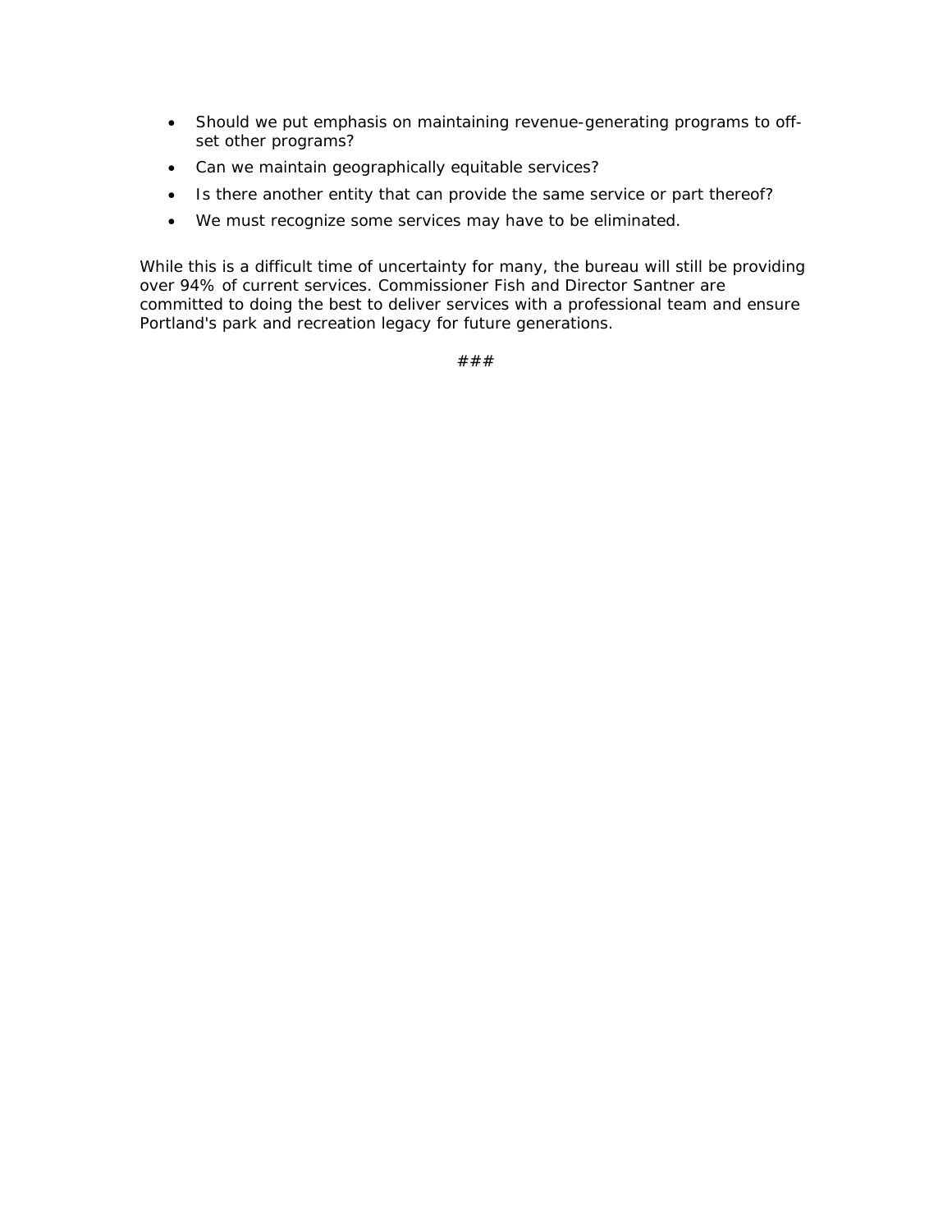- Should we put emphasis on maintaining revenue-generating programs to off-set other programs?
- Can we maintain geographically equitable services?
- Is there another entity that can provide the same service or part thereof?
- We must recognize some services may have to be eliminated.

While this is a difficult time of uncertainty for many, the bureau will still be providing over 94% of current services. Commissioner Fish and Director Santner are committed to doing the best to deliver services with a professional team and ensure Portland's park and recreation legacy for future generations.

###